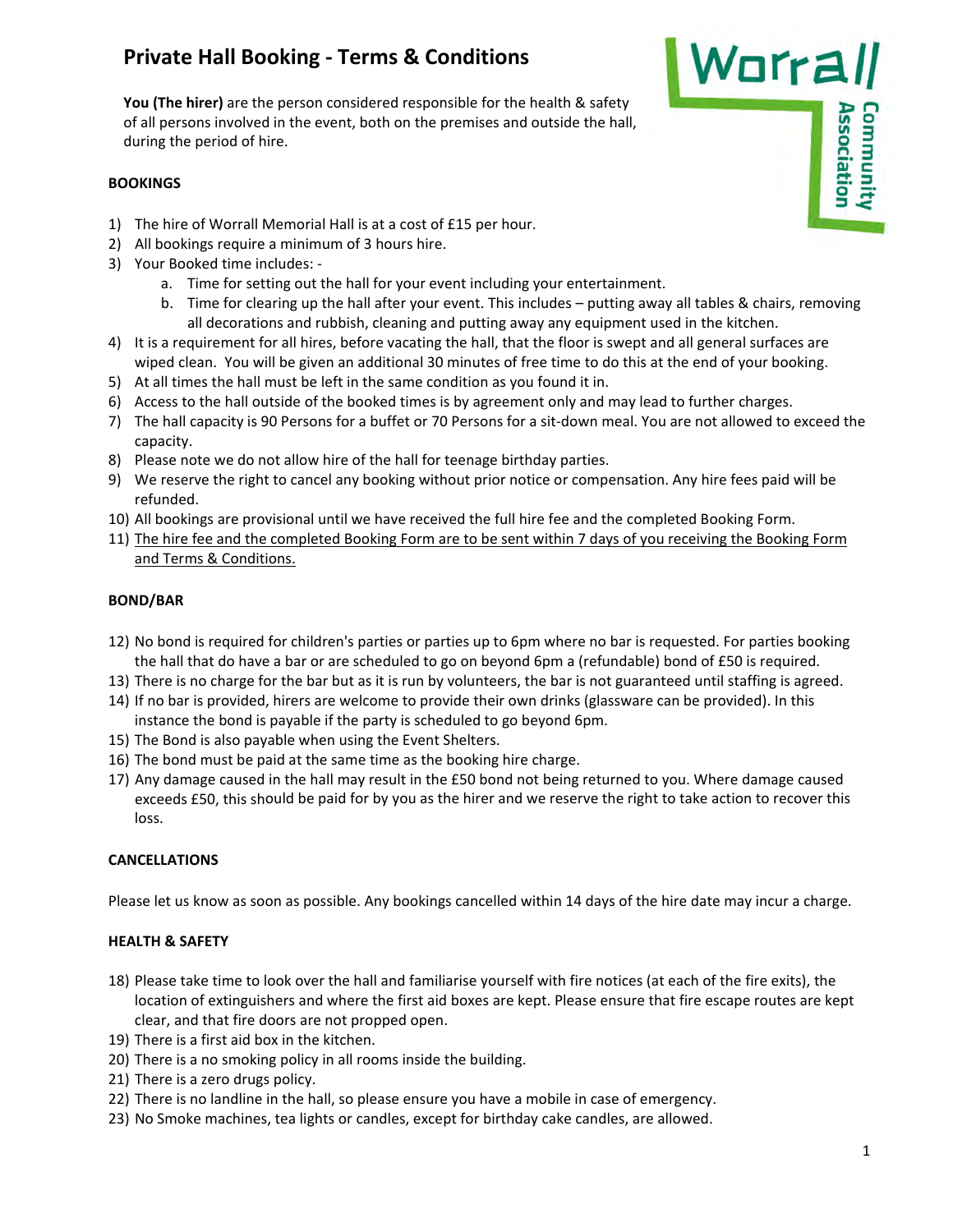# Private Hall Booking - Terms & Conditions

**You (The hirer)** are the person considered responsible for the health & safety of all persons involved in the event, both on the premises and outside the hall, during the period of hire.

**BOOKINGS**

1) The hire of Worrall Memorial Hall is at a cost of £15 per hour.
2) All bookings require a minimum of 3 hours hire.
3) Your Booked time includes: -
    a. Time for setting out the hall for your event including your entertainment.
    b. Time for clearing up the hall after your event. This includes – putting away all tables & chairs, removing all decorations and rubbish, cleaning and putting away any equipment used in the kitchen.
4) It is a requirement for all hires, before vacating the hall, that the floor is swept and all general surfaces are wiped clean. You will be given an additional 30 minutes of free time to do this at the end of your booking.
5) At all times the hall must be left in the same condition as you found it in.
6) Access to the hall outside of the booked times is by agreement only and may lead to further charges.
7) The hall capacity is 90 Persons for a buffet or 70 Persons for a sit-down meal. You are not allowed to exceed the capacity.
8) Please note we do not allow hire of the hall for teenage birthday parties.
9) We reserve the right to cancel any booking without prior notice or compensation. Any hire fees paid will be refunded.
10) All bookings are provisional until we have received the full hire fee and the completed Booking Form.
11) <u>The hire fee and the completed Booking Form are to be sent within 7 days of you receiving the Booking Form and Terms & Conditions.</u>

**BOND/BAR**

12) No bond is required for children's parties or parties up to 6pm where no bar is requested. For parties booking the hall that do have a bar or are scheduled to go on beyond 6pm a (refundable) bond of £50 is required.
13) There is no charge for the bar but as it is run by volunteers, the bar is not guaranteed until staffing is agreed.
14) If no bar is provided, hirers are welcome to provide their own drinks (glassware can be provided). In this instance the bond is payable if the party is scheduled to go beyond 6pm.
15) The Bond is also payable when using the Event Shelters.
16) The bond must be paid at the same time as the booking hire charge.
17) Any damage caused in the hall may result in the £50 bond not being returned to you. Where damage caused exceeds £50, this should be paid for by you as the hirer and we reserve the right to take action to recover this loss.

**CANCELLATIONS**

Please let us know as soon as possible. Any bookings cancelled within 14 days of the hire date may incur a charge.

**HEALTH & SAFETY**

18) Please take time to look over the hall and familiarise yourself with fire notices (at each of the fire exits), the location of extinguishers and where the first aid boxes are kept. Please ensure that fire escape routes are kept clear, and that fire doors are not propped open.
19) There is a first aid box in the kitchen.
20) There is a no smoking policy in all rooms inside the building.
21) There is a zero drugs policy.
22) There is no landline in the hall, so please ensure you have a mobile in case of emergency.
23) No Smoke machines, tea lights or candles, except for birthday cake candles, are allowed.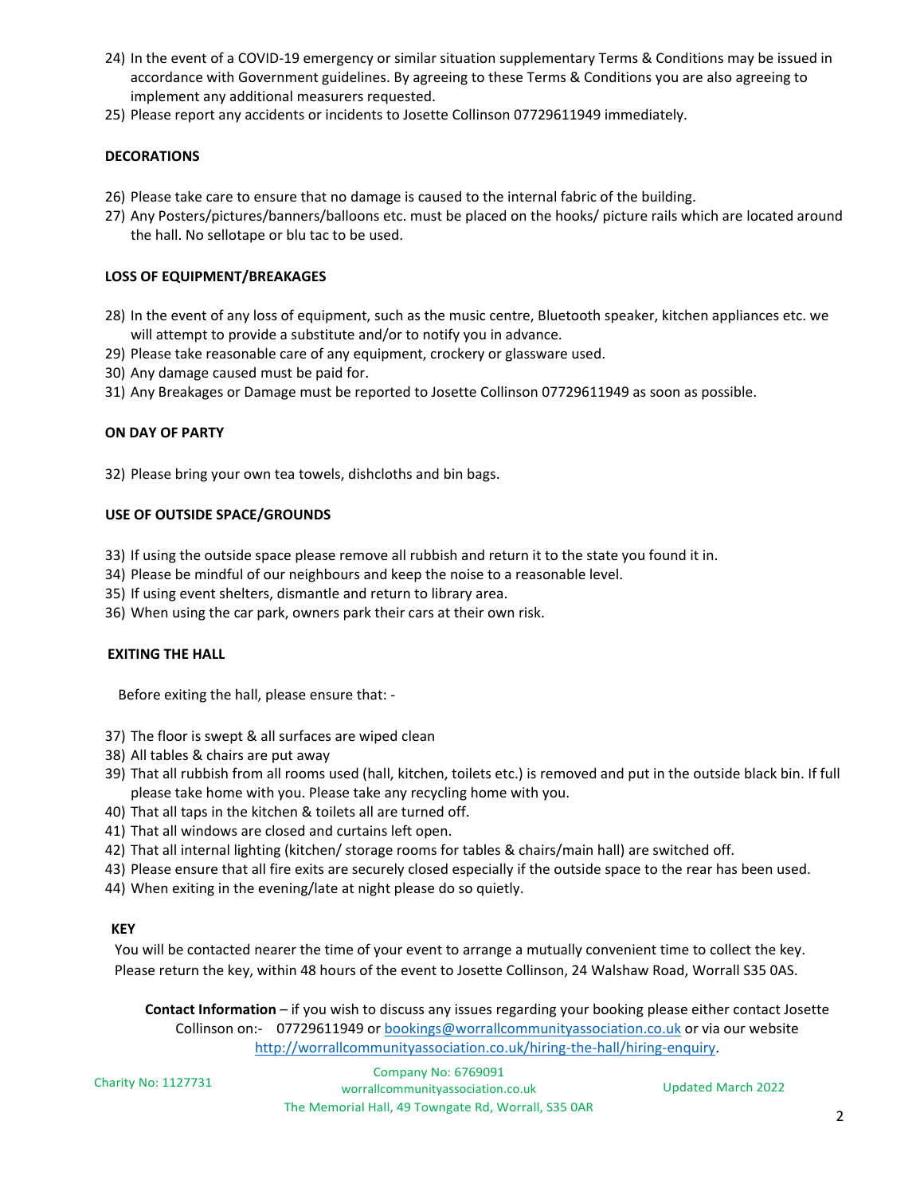24) In the event of a COVID-19 emergency or similar situation supplementary Terms & Conditions may be issued in accordance with Government guidelines. By agreeing to these Terms & Conditions you are also agreeing to implement any additional measurers requested.
25) Please report any accidents or incidents to Josette Collinson 07729611949 immediately.

**DECORATIONS**

26) Please take care to ensure that no damage is caused to the internal fabric of the building.
27) Any Posters/pictures/banners/balloons etc. must be placed on the hooks/ picture rails which are located around the hall. No sellotape or blu tac to be used.

**LOSS OF EQUIPMENT/BREAKAGES**

28) In the event of any loss of equipment, such as the music centre, Bluetooth speaker, kitchen appliances etc. we will attempt to provide a substitute and/or to notify you in advance.
29) Please take reasonable care of any equipment, crockery or glassware used.
30) Any damage caused must be paid for.
31) Any Breakages or Damage must be reported to Josette Collinson 07729611949 as soon as possible.

**ON DAY OF PARTY**

32) Please bring your own tea towels, dishcloths and bin bags.

**USE OF OUTSIDE SPACE/GROUNDS**

33) If using the outside space please remove all rubbish and return it to the state you found it in.
34) Please be mindful of our neighbours and keep the noise to a reasonable level.
35) If using event shelters, dismantle and return to library area.
36) When using the car park, owners park their cars at their own risk.

**EXITING THE HALL**

Before exiting the hall, please ensure that: -

37) The floor is swept & all surfaces are wiped clean
38) All tables & chairs are put away
39) That all rubbish from all rooms used (hall, kitchen, toilets etc.) is removed and put in the outside black bin. If full please take home with you. Please take any recycling home with you.
40) That all taps in the kitchen & toilets all are turned off.
41) That all windows are closed and curtains left open.
42) That all internal lighting (kitchen/ storage rooms for tables & chairs/main hall) are switched off.
43) Please ensure that all fire exits are securely closed especially if the outside space to the rear has been used.
44) When exiting in the evening/late at night please do so quietly.

**KEY**

You will be contacted nearer the time of your event to arrange a mutually convenient time to collect the key. Please return the key, within 48 hours of the event to Josette Collinson, 24 Walshaw Road, Worrall S35 0AS.

**Contact Information** – if you wish to discuss any issues regarding your booking please either contact Josette Collinson on:- 07729611949 or [bookings@worrallcommunityassociation.co.uk](mailto:bookings@worrallcommunityassociation.co.uk) or via our website [http://worrallcommunityassociation.co.uk/hiring-the-hall/hiring-enquiry](http://worrallcommunityassociation.co.uk/hiring-the-hall/hiring-enquiry).

Charity No: 1127731

Company No: 6769091
worrallcommunityassociation.co.uk
The Memorial Hall, 49 Towngate Rd, Worrall, S35 0AR

Updated March 2022